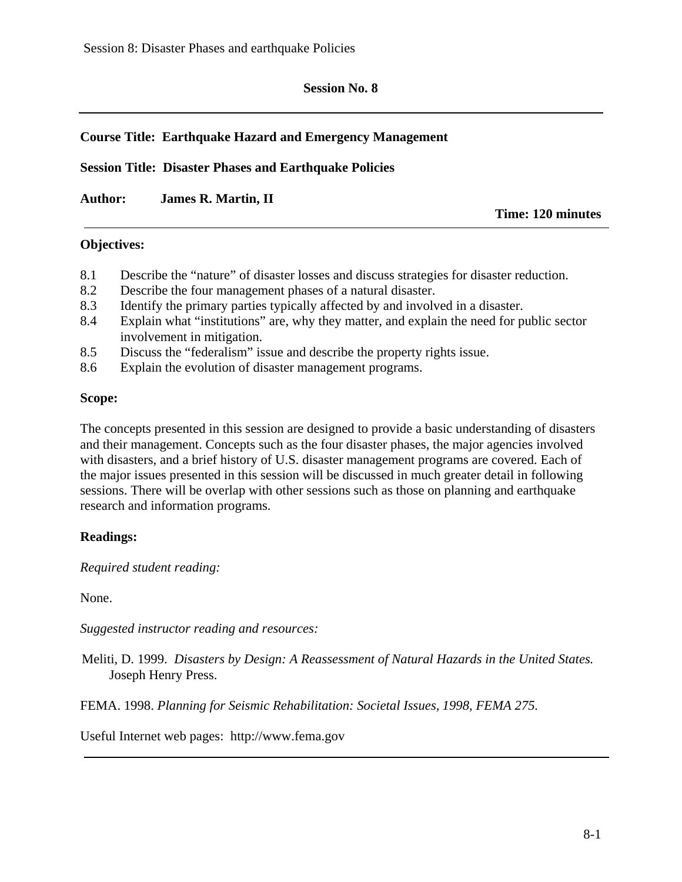**Session No. 8**

---

**Course Title: Earthquake Hazard and Emergency Management**

**Session Title: Disaster Phases and Earthquake Policies**

**Author:** **James R. Martin, II**

**Time: 120 minutes**

---

**Objectives:**

8.1 Describe the "nature" of disaster losses and discuss strategies for disaster reduction.
8.2 Describe the four management phases of a natural disaster.
8.3 Identify the primary parties typically affected by and involved in a disaster.
8.4 Explain what "institutions" are, why they matter, and explain the need for public sector involvement in mitigation.
8.5 Discuss the "federalism" issue and describe the property rights issue.
8.6 Explain the evolution of disaster management programs.

**Scope:**

The concepts presented in this session are designed to provide a basic understanding of disasters and their management. Concepts such as the four disaster phases, the major agencies involved with disasters, and a brief history of U.S. disaster management programs are covered. Each of the major issues presented in this session will be discussed in much greater detail in following sessions. There will be overlap with other sessions such as those on planning and earthquake research and information programs.

**Readings:**

*Required student reading:*

None.

*Suggested instructor reading and resources:*

Meliti, D. 1999. *Disasters by Design: A Reassessment of Natural Hazards in the United States.* Joseph Henry Press.

FEMA. 1998. *Planning for Seismic Rehabilitation: Societal Issues, 1998, FEMA 275.*

Useful Internet web pages: http://www.fema.gov

---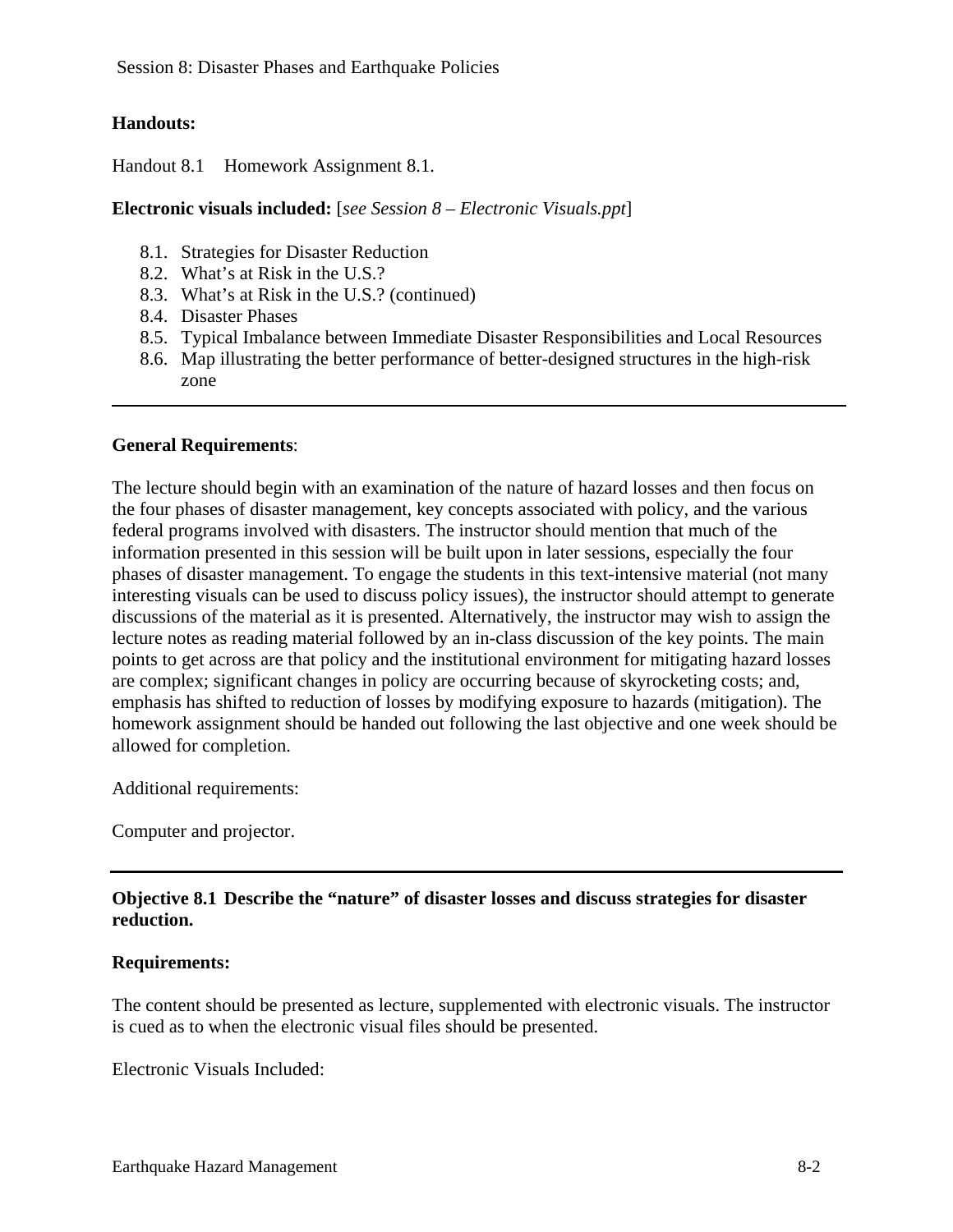**Handouts:**

Handout 8.1 Homework Assignment 8.1.

**Electronic visuals included:** [*see Session 8 – Electronic Visuals.ppt*]

8.1. Strategies for Disaster Reduction
8.2. What's at Risk in the U.S.?
8.3. What's at Risk in the U.S.? (continued)
8.4. Disaster Phases
8.5. Typical Imbalance between Immediate Disaster Responsibilities and Local Resources
8.6. Map illustrating the better performance of better-designed structures in the high-risk zone

---

**General Requirements**:

The lecture should begin with an examination of the nature of hazard losses and then focus on the four phases of disaster management, key concepts associated with policy, and the various federal programs involved with disasters. The instructor should mention that much of the information presented in this session will be built upon in later sessions, especially the four phases of disaster management. To engage the students in this text-intensive material (not many interesting visuals can be used to discuss policy issues), the instructor should attempt to generate discussions of the material as it is presented. Alternatively, the instructor may wish to assign the lecture notes as reading material followed by an in-class discussion of the key points. The main points to get across are that policy and the institutional environment for mitigating hazard losses are complex; significant changes in policy are occurring because of skyrocketing costs; and, emphasis has shifted to reduction of losses by modifying exposure to hazards (mitigation). The homework assignment should be handed out following the last objective and one week should be allowed for completion.

Additional requirements:

Computer and projector.

---

**Objective 8.1 Describe the "nature" of disaster losses and discuss strategies for disaster reduction.**

**Requirements:**

The content should be presented as lecture, supplemented with electronic visuals. The instructor is cued as to when the electronic visual files should be presented.

Electronic Visuals Included: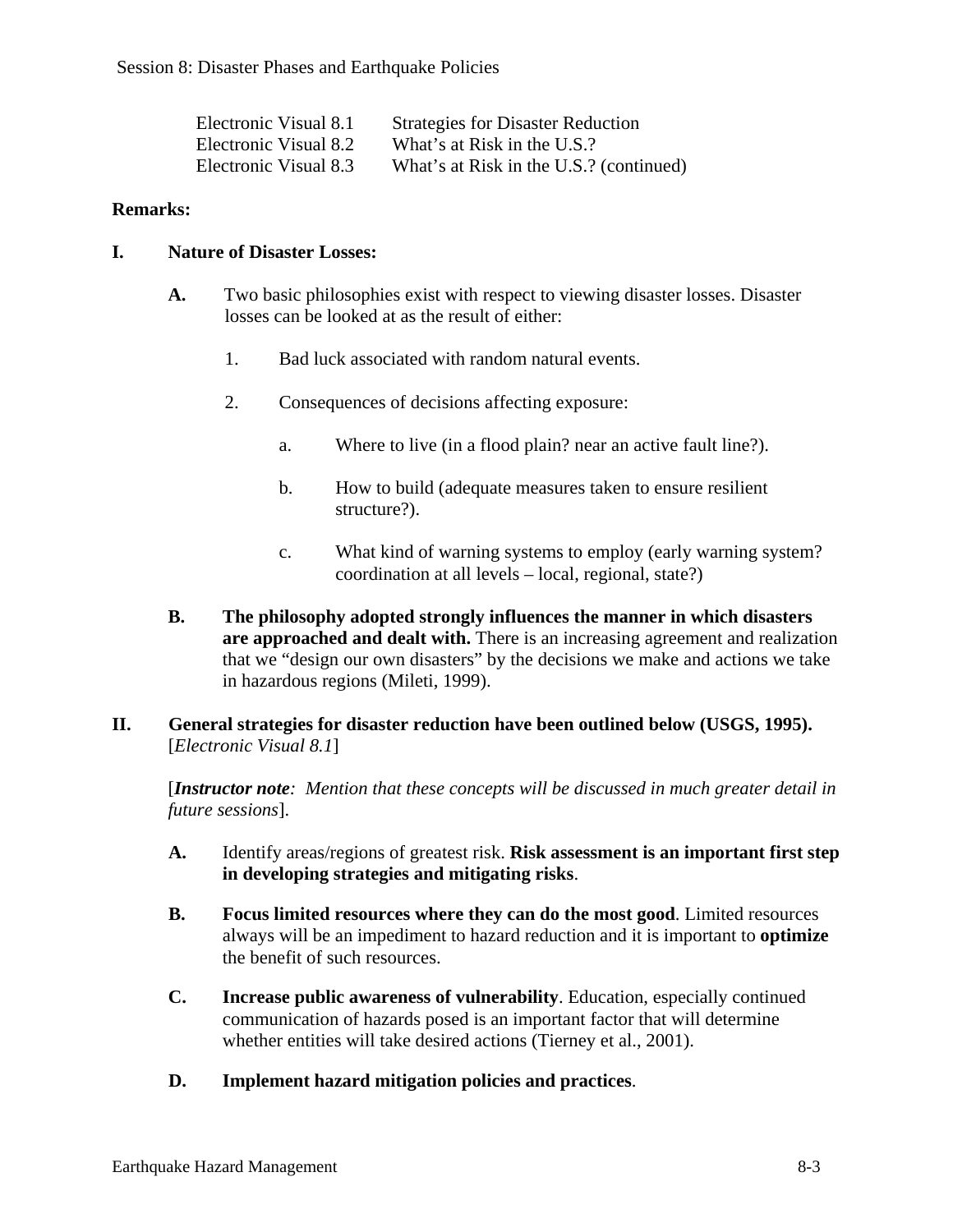| | |
|---|---|
| Electronic Visual 8.1 | Strategies for Disaster Reduction |
| Electronic Visual 8.2 | What's at Risk in the U.S.? |
| Electronic Visual 8.3 | What's at Risk in the U.S.? (continued) |

**Remarks:**

**I. Nature of Disaster Losses:**

**A.** Two basic philosophies exist with respect to viewing disaster losses. Disaster losses can be looked at as the result of either:

1. Bad luck associated with random natural events.

2. Consequences of decisions affecting exposure:

   a. Where to live (in a flood plain? near an active fault line?).

   b. How to build (adequate measures taken to ensure resilient structure?).

   c. What kind of warning systems to employ (early warning system? coordination at all levels – local, regional, state?)

**B. The philosophy adopted strongly influences the manner in which disasters are approached and dealt with.** There is an increasing agreement and realization that we "design our own disasters" by the decisions we make and actions we take in hazardous regions (Mileti, 1999).

**II. General strategies for disaster reduction have been outlined below (USGS, 1995).** [*Electronic Visual 8.1*]

[***Instructor note***: *Mention that these concepts will be discussed in much greater detail in future sessions*].

**A.** Identify areas/regions of greatest risk. **Risk assessment is an important first step in developing strategies and mitigating risks**.

**B. Focus limited resources where they can do the most good**. Limited resources always will be an impediment to hazard reduction and it is important to **optimize** the benefit of such resources.

**C. Increase public awareness of vulnerability**. Education, especially continued communication of hazards posed is an important factor that will determine whether entities will take desired actions (Tierney et al., 2001).

**D. Implement hazard mitigation policies and practices**.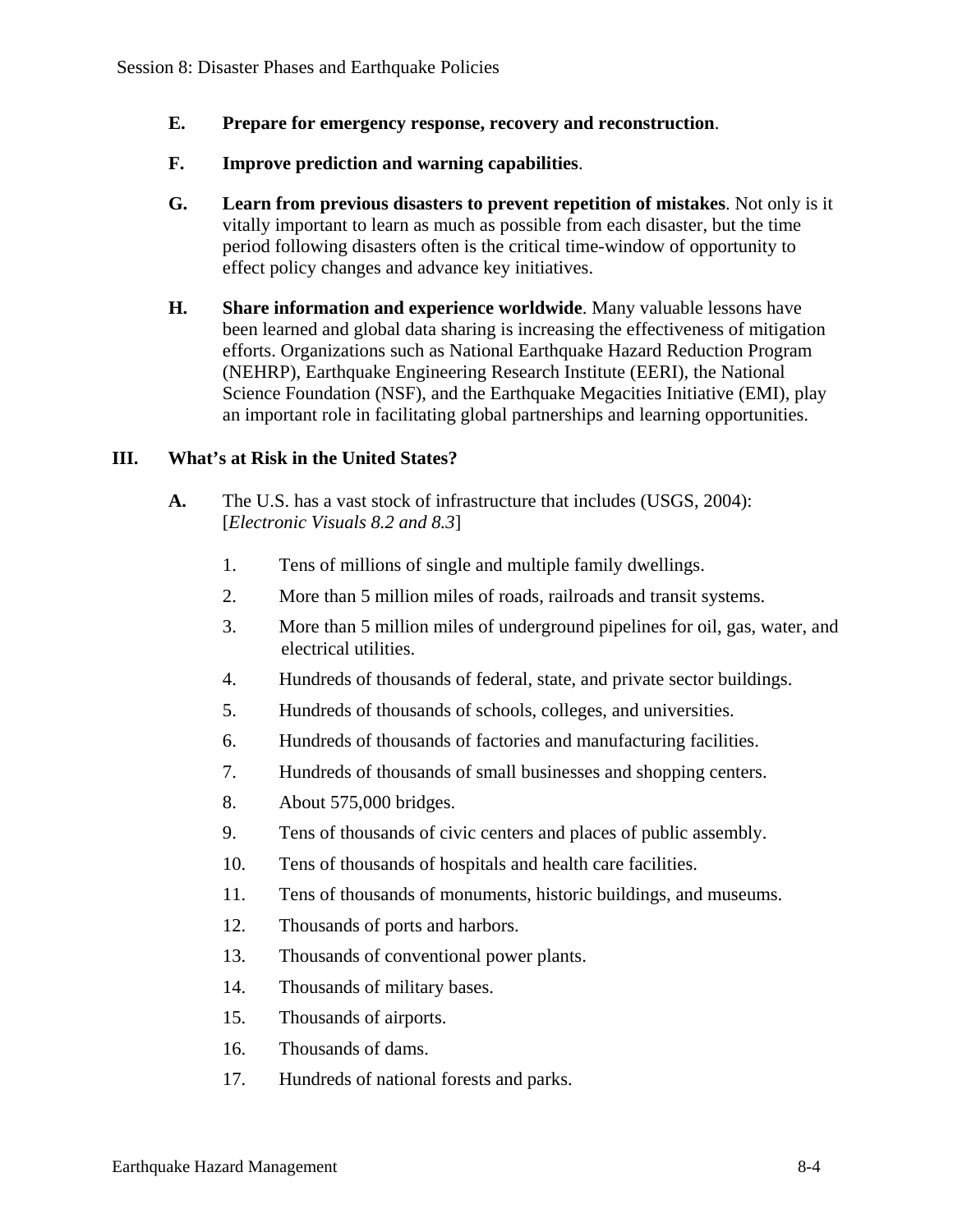**E. Prepare for emergency response, recovery and reconstruction**.

**F. Improve prediction and warning capabilities**.

**G. Learn from previous disasters to prevent repetition of mistakes**. Not only is it vitally important to learn as much as possible from each disaster, but the time period following disasters often is the critical time-window of opportunity to effect policy changes and advance key initiatives.

**H. Share information and experience worldwide**. Many valuable lessons have been learned and global data sharing is increasing the effectiveness of mitigation efforts. Organizations such as National Earthquake Hazard Reduction Program (NEHRP), Earthquake Engineering Research Institute (EERI), the National Science Foundation (NSF), and the Earthquake Megacities Initiative (EMI), play an important role in facilitating global partnerships and learning opportunities.

## III. What's at Risk in the United States?

**A.** The U.S. has a vast stock of infrastructure that includes (USGS, 2004): [*Electronic Visuals 8.2 and 8.3*]

1. Tens of millions of single and multiple family dwellings.
2. More than 5 million miles of roads, railroads and transit systems.
3. More than 5 million miles of underground pipelines for oil, gas, water, and electrical utilities.
4. Hundreds of thousands of federal, state, and private sector buildings.
5. Hundreds of thousands of schools, colleges, and universities.
6. Hundreds of thousands of factories and manufacturing facilities.
7. Hundreds of thousands of small businesses and shopping centers.
8. About 575,000 bridges.
9. Tens of thousands of civic centers and places of public assembly.
10. Tens of thousands of hospitals and health care facilities.
11. Tens of thousands of monuments, historic buildings, and museums.
12. Thousands of ports and harbors.
13. Thousands of conventional power plants.
14. Thousands of military bases.
15. Thousands of airports.
16. Thousands of dams.
17. Hundreds of national forests and parks.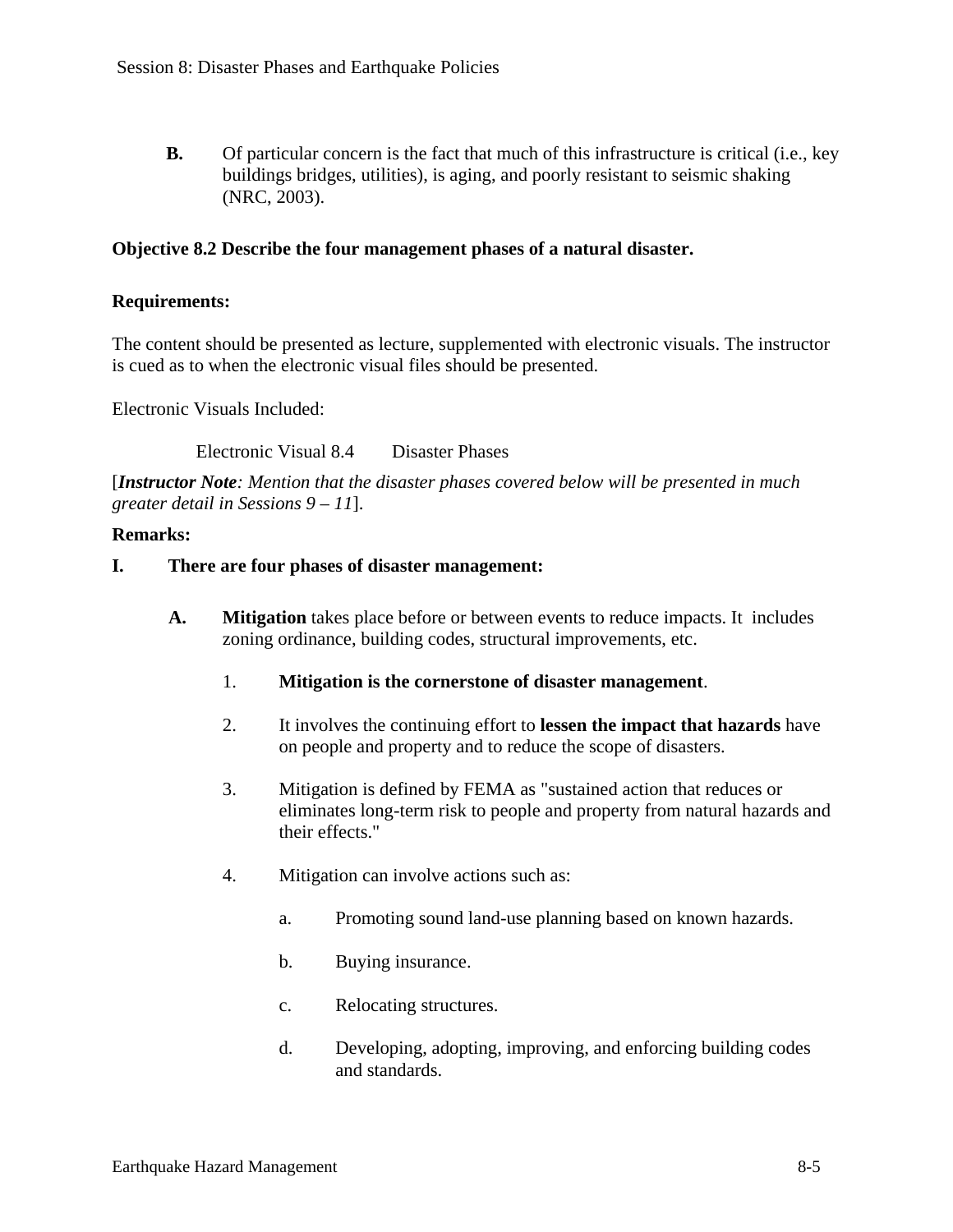**B.** Of particular concern is the fact that much of this infrastructure is critical (i.e., key buildings bridges, utilities), is aging, and poorly resistant to seismic shaking (NRC, 2003).

**Objective 8.2 Describe the four management phases of a natural disaster.**

**Requirements:**

The content should be presented as lecture, supplemented with electronic visuals. The instructor is cued as to when the electronic visual files should be presented.

Electronic Visuals Included:

Electronic Visual 8.4 Disaster Phases

[***Instructor Note****: Mention that the disaster phases covered below will be presented in much greater detail in Sessions 9 – 11*].

**Remarks:**

**I. There are four phases of disaster management:**

**A.** **Mitigation** takes place before or between events to reduce impacts. It includes zoning ordinance, building codes, structural improvements, etc.

1. **Mitigation is the cornerstone of disaster management**.

2. It involves the continuing effort to **lessen the impact that hazards** have on people and property and to reduce the scope of disasters.

3. Mitigation is defined by FEMA as "sustained action that reduces or eliminates long-term risk to people and property from natural hazards and their effects."

4. Mitigation can involve actions such as:

   a. Promoting sound land-use planning based on known hazards.

   b. Buying insurance.

   c. Relocating structures.

   d. Developing, adopting, improving, and enforcing building codes and standards.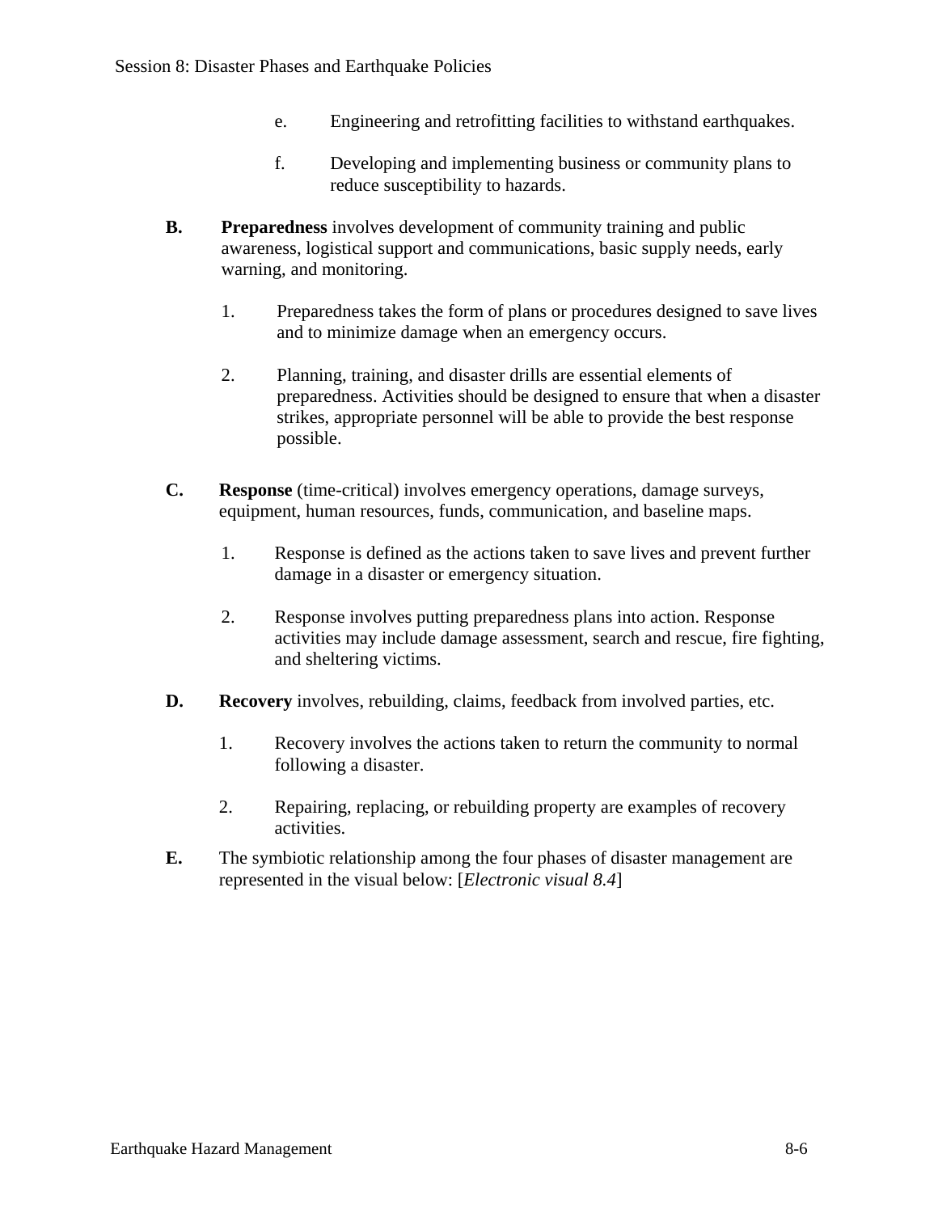e. Engineering and retrofitting facilities to withstand earthquakes.

f. Developing and implementing business or community plans to reduce susceptibility to hazards.

**B.** **Preparedness** involves development of community training and public awareness, logistical support and communications, basic supply needs, early warning, and monitoring.

1. Preparedness takes the form of plans or procedures designed to save lives and to minimize damage when an emergency occurs.

2. Planning, training, and disaster drills are essential elements of preparedness. Activities should be designed to ensure that when a disaster strikes, appropriate personnel will be able to provide the best response possible.

**C.** **Response** (time-critical) involves emergency operations, damage surveys, equipment, human resources, funds, communication, and baseline maps.

1. Response is defined as the actions taken to save lives and prevent further damage in a disaster or emergency situation.

2. Response involves putting preparedness plans into action. Response activities may include damage assessment, search and rescue, fire fighting, and sheltering victims.

**D.** **Recovery** involves, rebuilding, claims, feedback from involved parties, etc.

1. Recovery involves the actions taken to return the community to normal following a disaster.

2. Repairing, replacing, or rebuilding property are examples of recovery activities.

**E.** The symbiotic relationship among the four phases of disaster management are represented in the visual below: [*Electronic visual 8.4*]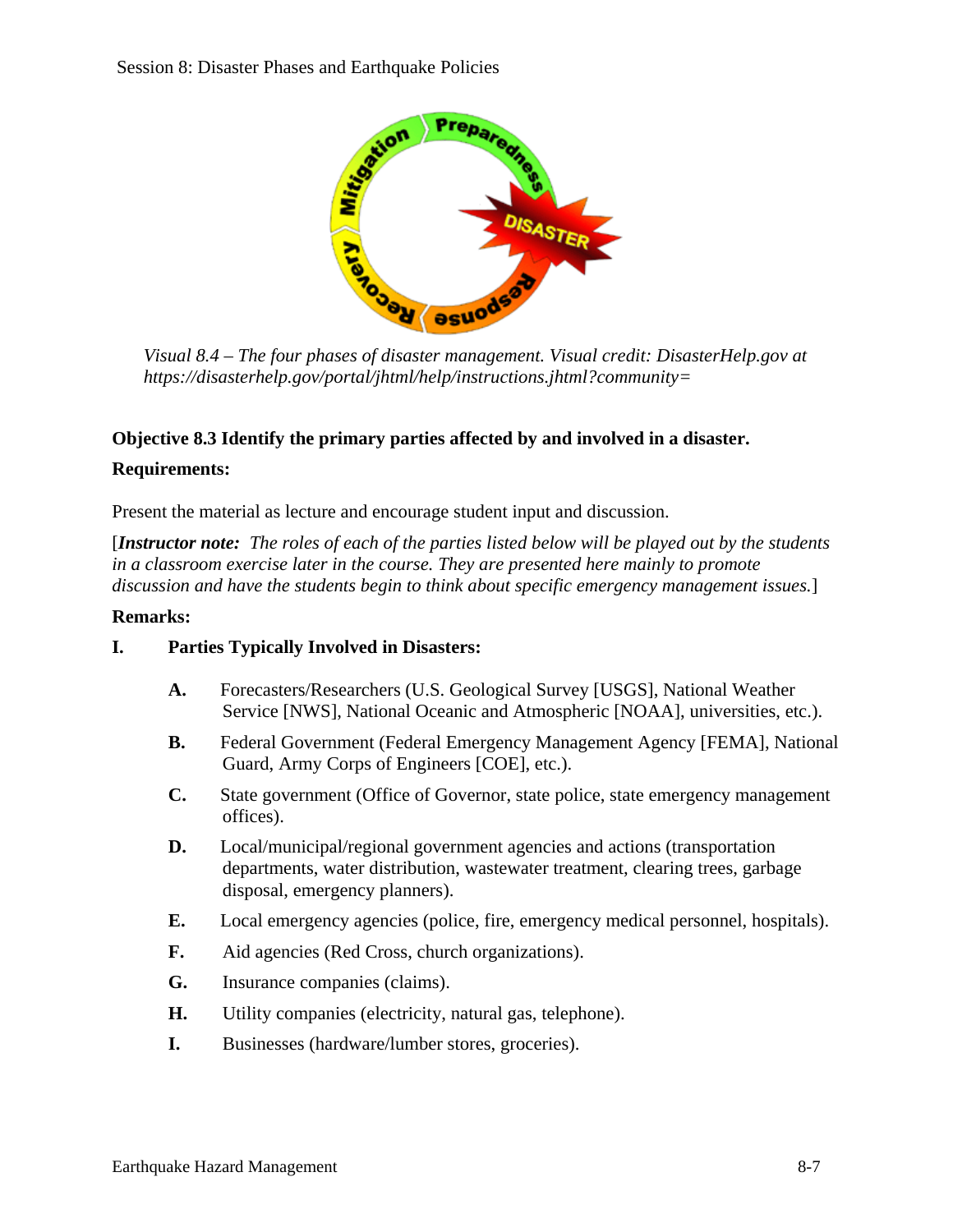*Visual 8.4 – The four phases of disaster management. Visual credit: DisasterHelp.gov at https://disasterhelp.gov/portal/jhtml/help/instructions.jhtml?community=*

**Objective 8.3 Identify the primary parties affected by and involved in a disaster.**

**Requirements:**

Present the material as lecture and encourage student input and discussion.

[***Instructor note:*** *The roles of each of the parties listed below will be played out by the students in a classroom exercise later in the course. They are presented here mainly to promote discussion and have the students begin to think about specific emergency management issues.*]

**Remarks:**

**I. Parties Typically Involved in Disasters:**

- **A.** Forecasters/Researchers (U.S. Geological Survey [USGS], National Weather Service [NWS], National Oceanic and Atmospheric [NOAA], universities, etc.).
- **B.** Federal Government (Federal Emergency Management Agency [FEMA], National Guard, Army Corps of Engineers [COE], etc.).
- **C.** State government (Office of Governor, state police, state emergency management offices).
- **D.** Local/municipal/regional government agencies and actions (transportation departments, water distribution, wastewater treatment, clearing trees, garbage disposal, emergency planners).
- **E.** Local emergency agencies (police, fire, emergency medical personnel, hospitals).
- **F.** Aid agencies (Red Cross, church organizations).
- **G.** Insurance companies (claims).
- **H.** Utility companies (electricity, natural gas, telephone).
- **I.** Businesses (hardware/lumber stores, groceries).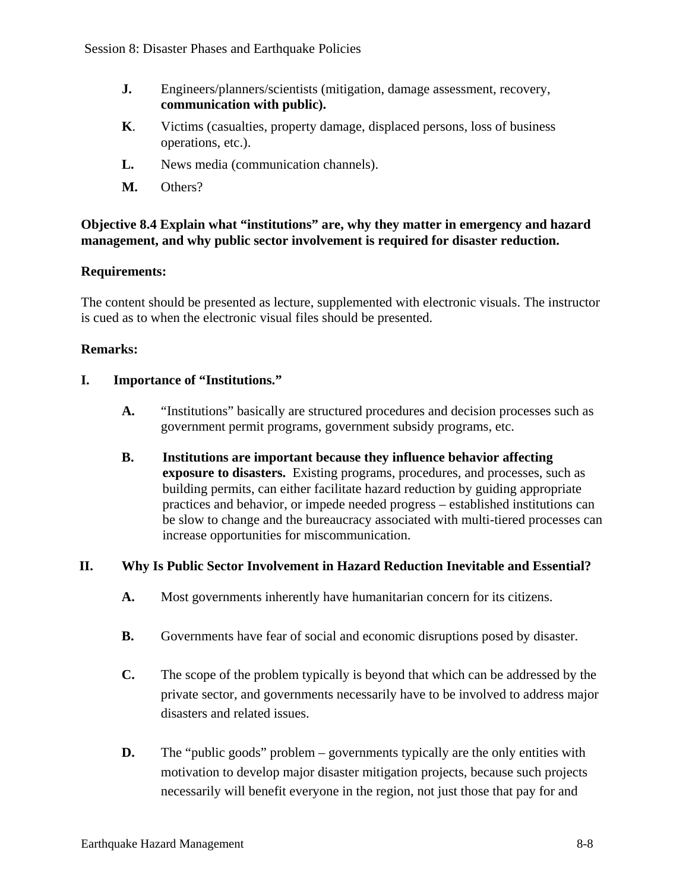**J.** Engineers/planners/scientists (mitigation, damage assessment, recovery, **communication with public).**

**K**. Victims (casualties, property damage, displaced persons, loss of business operations, etc.).

**L.** News media (communication channels).

**M.** Others?

**Objective 8.4 Explain what "institutions" are, why they matter in emergency and hazard management, and why public sector involvement is required for disaster reduction.**

**Requirements:**

The content should be presented as lecture, supplemented with electronic visuals. The instructor is cued as to when the electronic visual files should be presented.

**Remarks:**

**I. Importance of "Institutions."**

**A.** "Institutions" basically are structured procedures and decision processes such as government permit programs, government subsidy programs, etc.

**B.** **Institutions are important because they influence behavior affecting exposure to disasters.** Existing programs, procedures, and processes, such as building permits, can either facilitate hazard reduction by guiding appropriate practices and behavior, or impede needed progress – established institutions can be slow to change and the bureaucracy associated with multi-tiered processes can increase opportunities for miscommunication.

**II. Why Is Public Sector Involvement in Hazard Reduction Inevitable and Essential?**

**A.** Most governments inherently have humanitarian concern for its citizens.

**B.** Governments have fear of social and economic disruptions posed by disaster.

**C.** The scope of the problem typically is beyond that which can be addressed by the private sector, and governments necessarily have to be involved to address major disasters and related issues.

**D.** The "public goods" problem – governments typically are the only entities with motivation to develop major disaster mitigation projects, because such projects necessarily will benefit everyone in the region, not just those that pay for and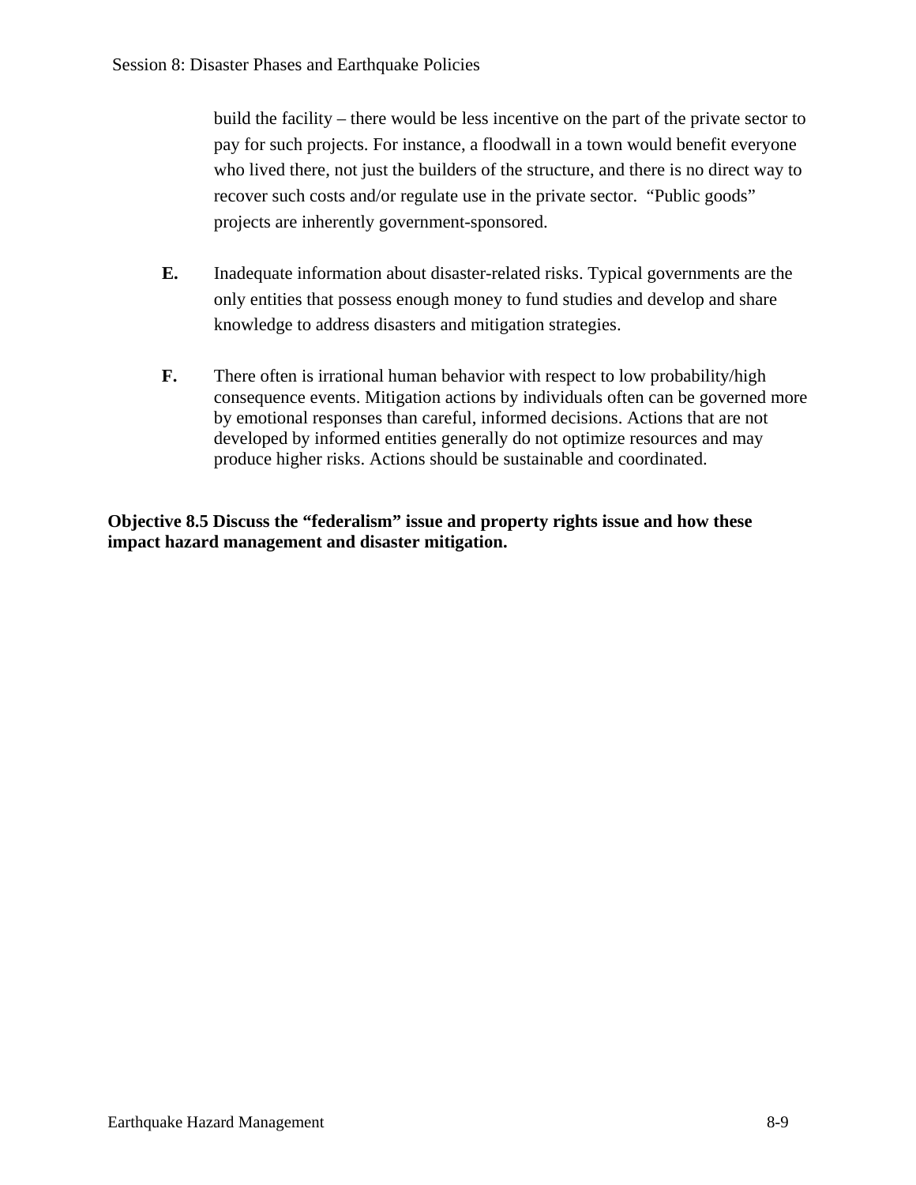build the facility – there would be less incentive on the part of the private sector to pay for such projects. For instance, a floodwall in a town would benefit everyone who lived there, not just the builders of the structure, and there is no direct way to recover such costs and/or regulate use in the private sector. "Public goods" projects are inherently government-sponsored.

**E.** Inadequate information about disaster-related risks. Typical governments are the only entities that possess enough money to fund studies and develop and share knowledge to address disasters and mitigation strategies.

**F.** There often is irrational human behavior with respect to low probability/high consequence events. Mitigation actions by individuals often can be governed more by emotional responses than careful, informed decisions. Actions that are not developed by informed entities generally do not optimize resources and may produce higher risks. Actions should be sustainable and coordinated.

**Objective 8.5 Discuss the "federalism" issue and property rights issue and how these impact hazard management and disaster mitigation.**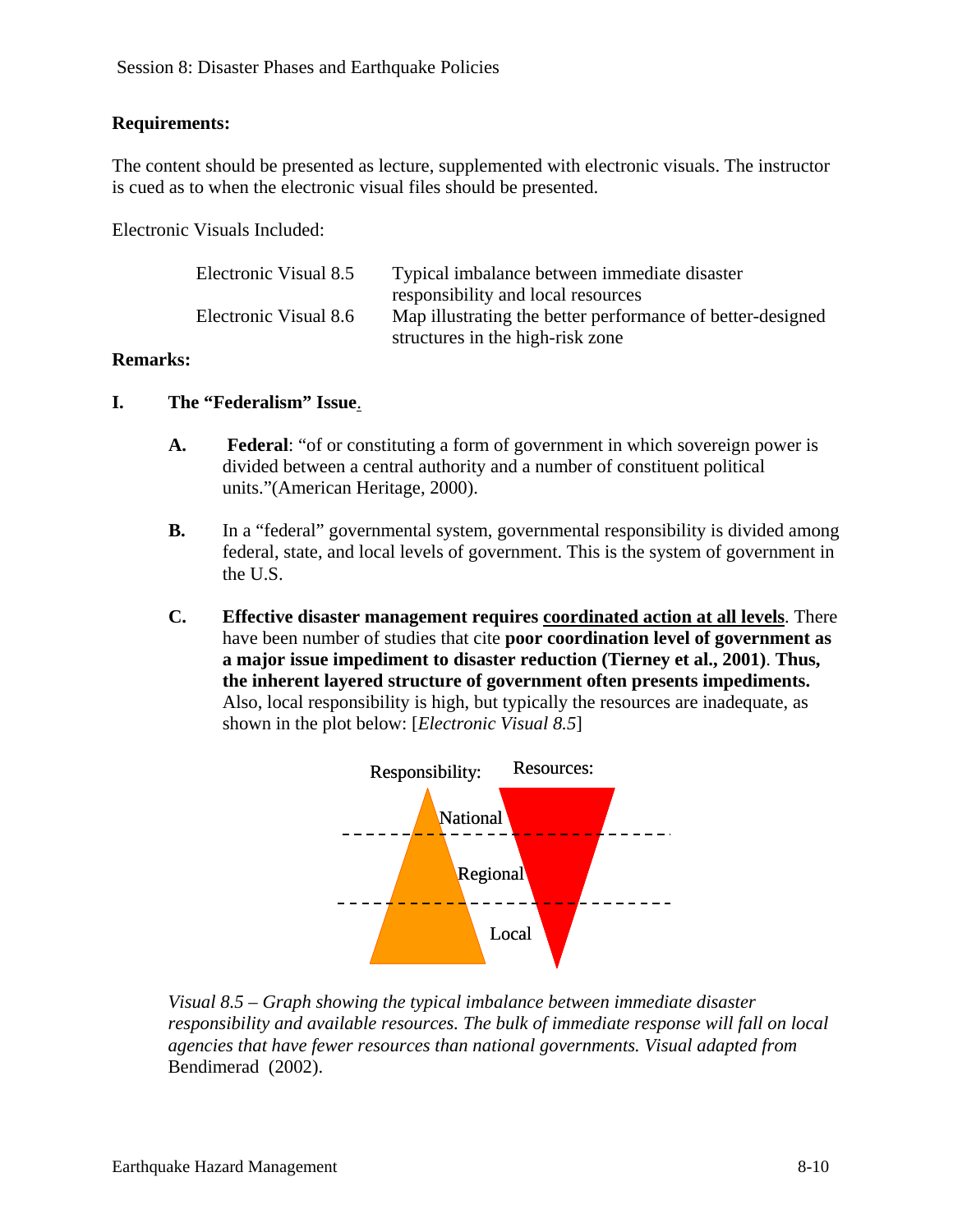Session 8: Disaster Phases and Earthquake Policies

**Requirements:**

The content should be presented as lecture, supplemented with electronic visuals. The instructor is cued as to when the electronic visual files should be presented.

Electronic Visuals Included:

| | |
|---|---|
| Electronic Visual 8.5 | Typical imbalance between immediate disaster responsibility and local resources |
| Electronic Visual 8.6 | Map illustrating the better performance of better-designed structures in the high-risk zone |

**Remarks:**

**I. The "Federalism" Issue**.

**A.** **Federal**: "of or constituting a form of government in which sovereign power is divided between a central authority and a number of constituent political units."(American Heritage, 2000).

**B.** In a "federal" governmental system, governmental responsibility is divided among federal, state, and local levels of government. This is the system of government in the U.S.

**C.** **Effective disaster management requires <u>coordinated action at all levels</u>**. There have been number of studies that cite **poor coordination level of government as a major issue impediment to disaster reduction (Tierney et al., 2001)**. **Thus, the inherent layered structure of government often presents impediments.** Also, local responsibility is high, but typically the resources are inadequate, as shown in the plot below: [*Electronic Visual 8.5*]

Responsibility: Resources:

National

Regional

Local

*Visual 8.5 – Graph showing the typical imbalance between immediate disaster responsibility and available resources. The bulk of immediate response will fall on local agencies that have fewer resources than national governments. Visual adapted from* Bendimerad (2002).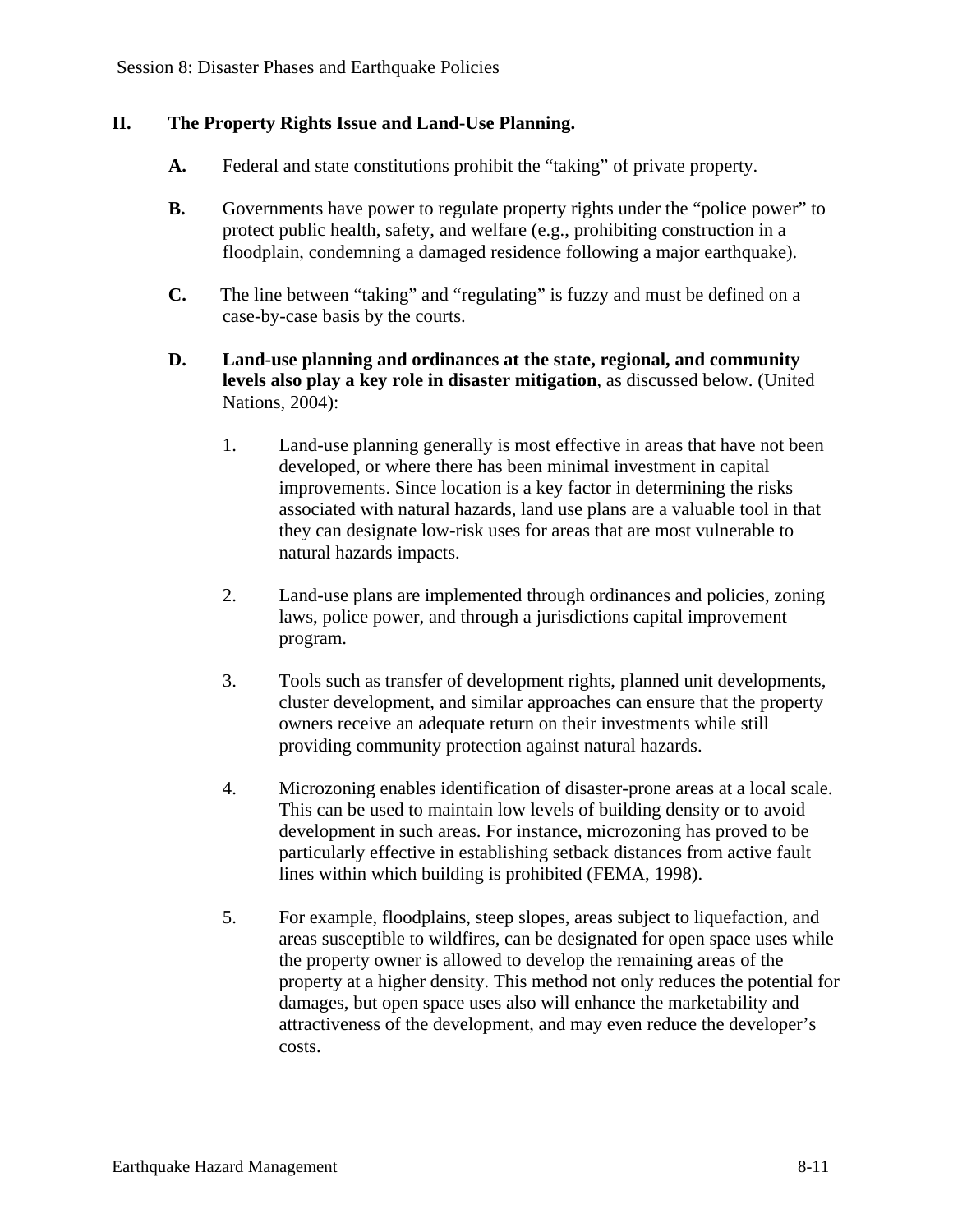## II. The Property Rights Issue and Land-Use Planning.

**A.** Federal and state constitutions prohibit the "taking" of private property.

**B.** Governments have power to regulate property rights under the "police power" to protect public health, safety, and welfare (e.g., prohibiting construction in a floodplain, condemning a damaged residence following a major earthquake).

**C.** The line between "taking" and "regulating" is fuzzy and must be defined on a case-by-case basis by the courts.

**D.** **Land-use planning and ordinances at the state, regional, and community levels also play a key role in disaster mitigation**, as discussed below. (United Nations, 2004):

1. Land-use planning generally is most effective in areas that have not been developed, or where there has been minimal investment in capital improvements. Since location is a key factor in determining the risks associated with natural hazards, land use plans are a valuable tool in that they can designate low-risk uses for areas that are most vulnerable to natural hazards impacts.

2. Land-use plans are implemented through ordinances and policies, zoning laws, police power, and through a jurisdictions capital improvement program.

3. Tools such as transfer of development rights, planned unit developments, cluster development, and similar approaches can ensure that the property owners receive an adequate return on their investments while still providing community protection against natural hazards.

4. Microzoning enables identification of disaster-prone areas at a local scale. This can be used to maintain low levels of building density or to avoid development in such areas. For instance, microzoning has proved to be particularly effective in establishing setback distances from active fault lines within which building is prohibited (FEMA, 1998).

5. For example, floodplains, steep slopes, areas subject to liquefaction, and areas susceptible to wildfires, can be designated for open space uses while the property owner is allowed to develop the remaining areas of the property at a higher density. This method not only reduces the potential for damages, but open space uses also will enhance the marketability and attractiveness of the development, and may even reduce the developer's costs.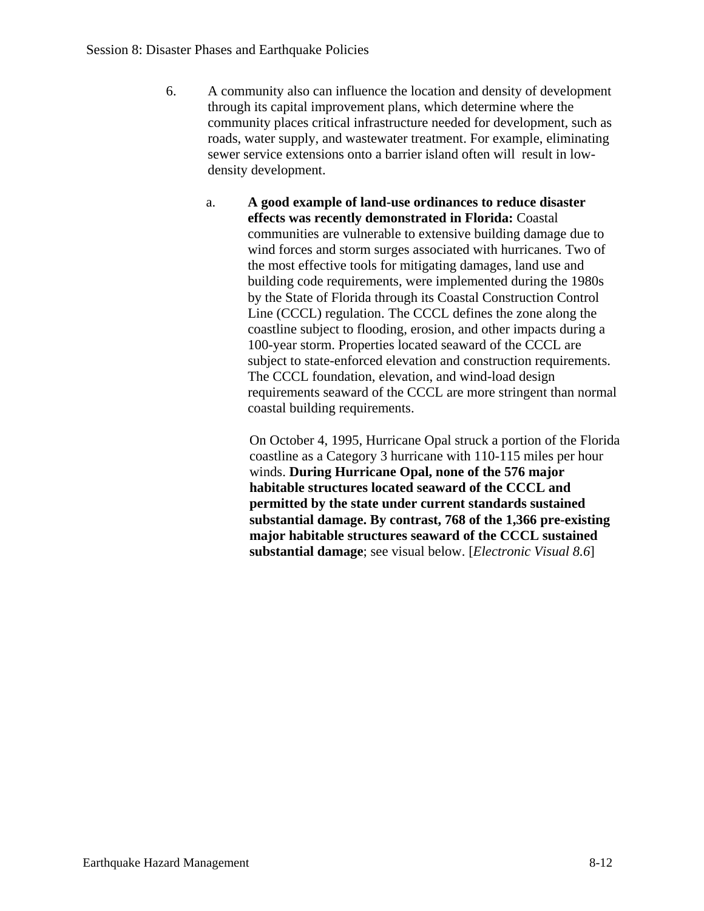6. A community also can influence the location and density of development through its capital improvement plans, which determine where the community places critical infrastructure needed for development, such as roads, water supply, and wastewater treatment. For example, eliminating sewer service extensions onto a barrier island often will result in low-density development.

   a. **A good example of land-use ordinances to reduce disaster effects was recently demonstrated in Florida:** Coastal communities are vulnerable to extensive building damage due to wind forces and storm surges associated with hurricanes. Two of the most effective tools for mitigating damages, land use and building code requirements, were implemented during the 1980s by the State of Florida through its Coastal Construction Control Line (CCCL) regulation. The CCCL defines the zone along the coastline subject to flooding, erosion, and other impacts during a 100-year storm. Properties located seaward of the CCCL are subject to state-enforced elevation and construction requirements. The CCCL foundation, elevation, and wind-load design requirements seaward of the CCCL are more stringent than normal coastal building requirements.

      On October 4, 1995, Hurricane Opal struck a portion of the Florida coastline as a Category 3 hurricane with 110-115 miles per hour winds. **During Hurricane Opal, none of the 576 major habitable structures located seaward of the CCCL and permitted by the state under current standards sustained substantial damage. By contrast, 768 of the 1,366 pre-existing major habitable structures seaward of the CCCL sustained substantial damage**; see visual below. [*Electronic Visual 8.6*]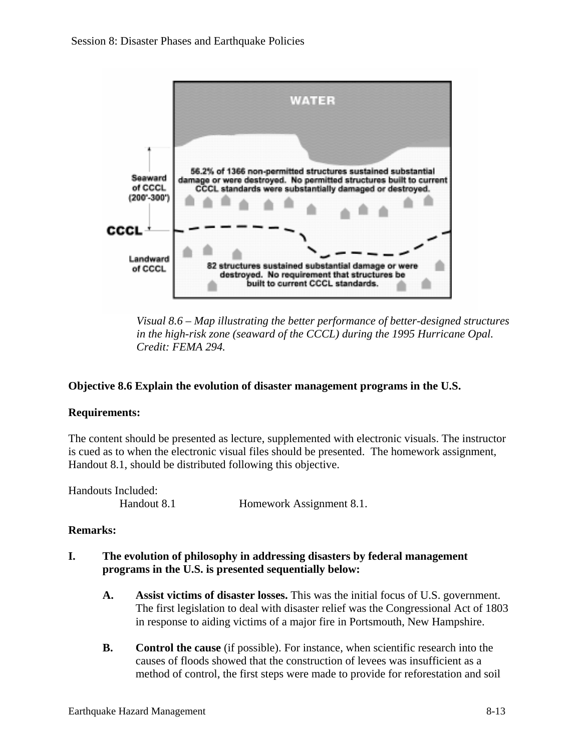WATER

Seaward of CCCL (200'-300')

56.2% of 1366 non-permitted structures sustained substantial damage or were destroyed. No permitted structures built to current CCCL standards were substantially damaged or destroyed.

CCCL

Landward of CCCL

82 structures sustained substantial damage or were destroyed. No requirement that structures be built to current CCCL standards.

*Visual 8.6 – Map illustrating the better performance of better-designed structures in the high-risk zone (seaward of the CCCL) during the 1995 Hurricane Opal. Credit: FEMA 294.*

**Objective 8.6 Explain the evolution of disaster management programs in the U.S.**

**Requirements:**

The content should be presented as lecture, supplemented with electronic visuals. The instructor is cued as to when the electronic visual files should be presented. The homework assignment, Handout 8.1, should be distributed following this objective.

Handouts Included:

Handout 8.1 Homework Assignment 8.1.

**Remarks:**

**I. The evolution of philosophy in addressing disasters by federal management programs in the U.S. is presented sequentially below:**

**A. Assist victims of disaster losses.** This was the initial focus of U.S. government. The first legislation to deal with disaster relief was the Congressional Act of 1803 in response to aiding victims of a major fire in Portsmouth, New Hampshire.

**B. Control the cause** (if possible). For instance, when scientific research into the causes of floods showed that the construction of levees was insufficient as a method of control, the first steps were made to provide for reforestation and soil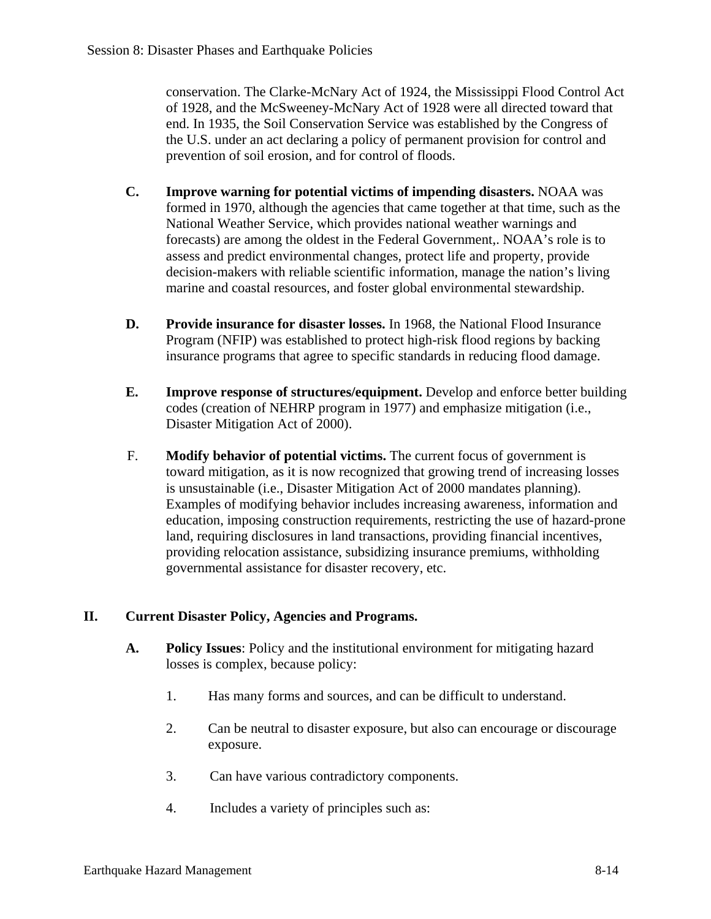conservation. The Clarke-McNary Act of 1924, the Mississippi Flood Control Act of 1928, and the McSweeney-McNary Act of 1928 were all directed toward that end. In 1935, the Soil Conservation Service was established by the Congress of the U.S. under an act declaring a policy of permanent provision for control and prevention of soil erosion, and for control of floods.

C. **Improve warning for potential victims of impending disasters.** NOAA was formed in 1970, although the agencies that came together at that time, such as the National Weather Service, which provides national weather warnings and forecasts) are among the oldest in the Federal Government,. NOAA's role is to assess and predict environmental changes, protect life and property, provide decision-makers with reliable scientific information, manage the nation's living marine and coastal resources, and foster global environmental stewardship.

D. **Provide insurance for disaster losses.** In 1968, the National Flood Insurance Program (NFIP) was established to protect high-risk flood regions by backing insurance programs that agree to specific standards in reducing flood damage.

E. **Improve response of structures/equipment.** Develop and enforce better building codes (creation of NEHRP program in 1977) and emphasize mitigation (i.e., Disaster Mitigation Act of 2000).

F. **Modify behavior of potential victims.** The current focus of government is toward mitigation, as it is now recognized that growing trend of increasing losses is unsustainable (i.e., Disaster Mitigation Act of 2000 mandates planning). Examples of modifying behavior includes increasing awareness, information and education, imposing construction requirements, restricting the use of hazard-prone land, requiring disclosures in land transactions, providing financial incentives, providing relocation assistance, subsidizing insurance premiums, withholding governmental assistance for disaster recovery, etc.

## II. Current Disaster Policy, Agencies and Programs.

A. **Policy Issues**: Policy and the institutional environment for mitigating hazard losses is complex, because policy:

1. Has many forms and sources, and can be difficult to understand.

2. Can be neutral to disaster exposure, but also can encourage or discourage exposure.

3. Can have various contradictory components.

4. Includes a variety of principles such as: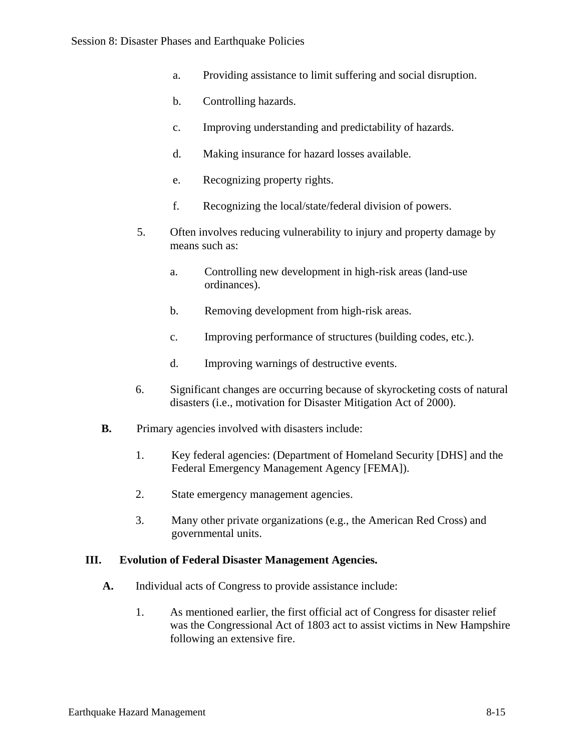a. Providing assistance to limit suffering and social disruption.

b. Controlling hazards.

c. Improving understanding and predictability of hazards.

d. Making insurance for hazard losses available.

e. Recognizing property rights.

f. Recognizing the local/state/federal division of powers.

5. Often involves reducing vulnerability to injury and property damage by means such as:

   a. Controlling new development in high-risk areas (land-use ordinances).

   b. Removing development from high-risk areas.

   c. Improving performance of structures (building codes, etc.).

   d. Improving warnings of destructive events.

6. Significant changes are occurring because of skyrocketing costs of natural disasters (i.e., motivation for Disaster Mitigation Act of 2000).

**B.** Primary agencies involved with disasters include:

1. Key federal agencies: (Department of Homeland Security [DHS] and the Federal Emergency Management Agency [FEMA]).

2. State emergency management agencies.

3. Many other private organizations (e.g., the American Red Cross) and governmental units.

## III. Evolution of Federal Disaster Management Agencies.

**A.** Individual acts of Congress to provide assistance include:

1. As mentioned earlier, the first official act of Congress for disaster relief was the Congressional Act of 1803 act to assist victims in New Hampshire following an extensive fire.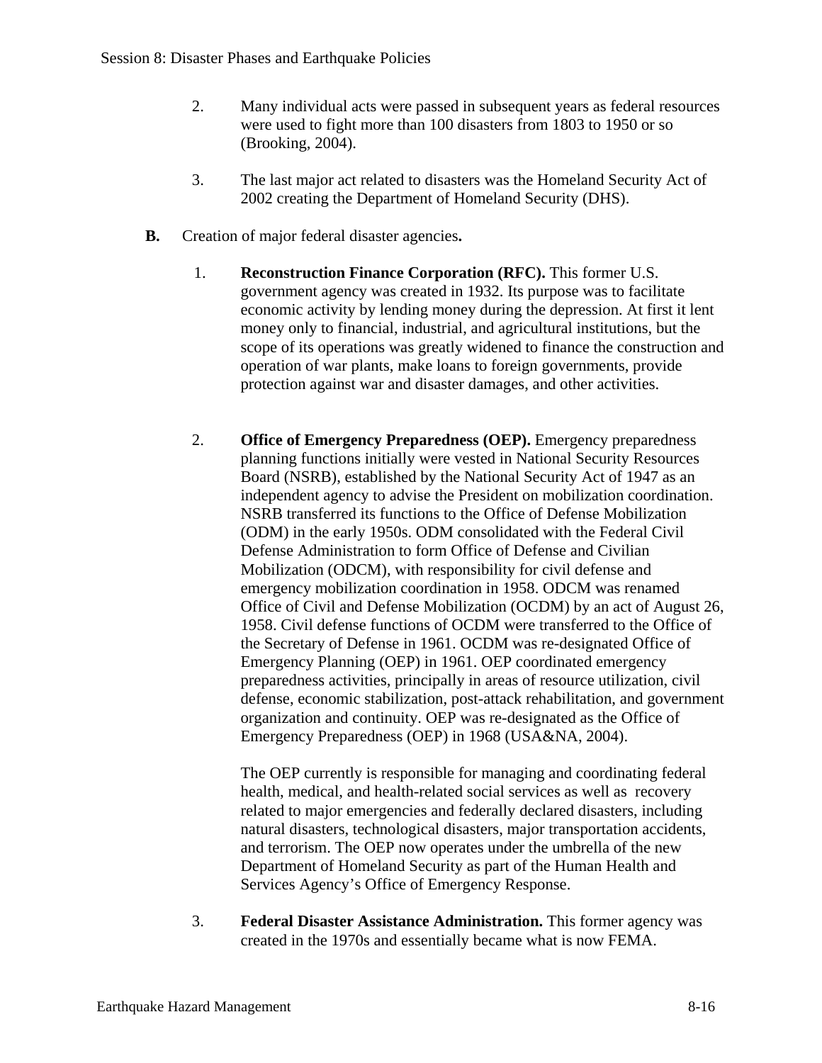2. Many individual acts were passed in subsequent years as federal resources were used to fight more than 100 disasters from 1803 to 1950 or so (Brooking, 2004).

3. The last major act related to disasters was the Homeland Security Act of 2002 creating the Department of Homeland Security (DHS).

**B.** Creation of major federal disaster agencies**.**

1. **Reconstruction Finance Corporation (RFC).** This former U.S. government agency was created in 1932. Its purpose was to facilitate economic activity by lending money during the depression. At first it lent money only to financial, industrial, and agricultural institutions, but the scope of its operations was greatly widened to finance the construction and operation of war plants, make loans to foreign governments, provide protection against war and disaster damages, and other activities.

2. **Office of Emergency Preparedness (OEP).** Emergency preparedness planning functions initially were vested in National Security Resources Board (NSRB), established by the National Security Act of 1947 as an independent agency to advise the President on mobilization coordination. NSRB transferred its functions to the Office of Defense Mobilization (ODM) in the early 1950s. ODM consolidated with the Federal Civil Defense Administration to form Office of Defense and Civilian Mobilization (ODCM), with responsibility for civil defense and emergency mobilization coordination in 1958. ODCM was renamed Office of Civil and Defense Mobilization (OCDM) by an act of August 26, 1958. Civil defense functions of OCDM were transferred to the Office of the Secretary of Defense in 1961. OCDM was re-designated Office of Emergency Planning (OEP) in 1961. OEP coordinated emergency preparedness activities, principally in areas of resource utilization, civil defense, economic stabilization, post-attack rehabilitation, and government organization and continuity. OEP was re-designated as the Office of Emergency Preparedness (OEP) in 1968 (USA&NA, 2004).

   The OEP currently is responsible for managing and coordinating federal health, medical, and health-related social services as well as recovery related to major emergencies and federally declared disasters, including natural disasters, technological disasters, major transportation accidents, and terrorism. The OEP now operates under the umbrella of the new Department of Homeland Security as part of the Human Health and Services Agency's Office of Emergency Response.

3. **Federal Disaster Assistance Administration.** This former agency was created in the 1970s and essentially became what is now FEMA.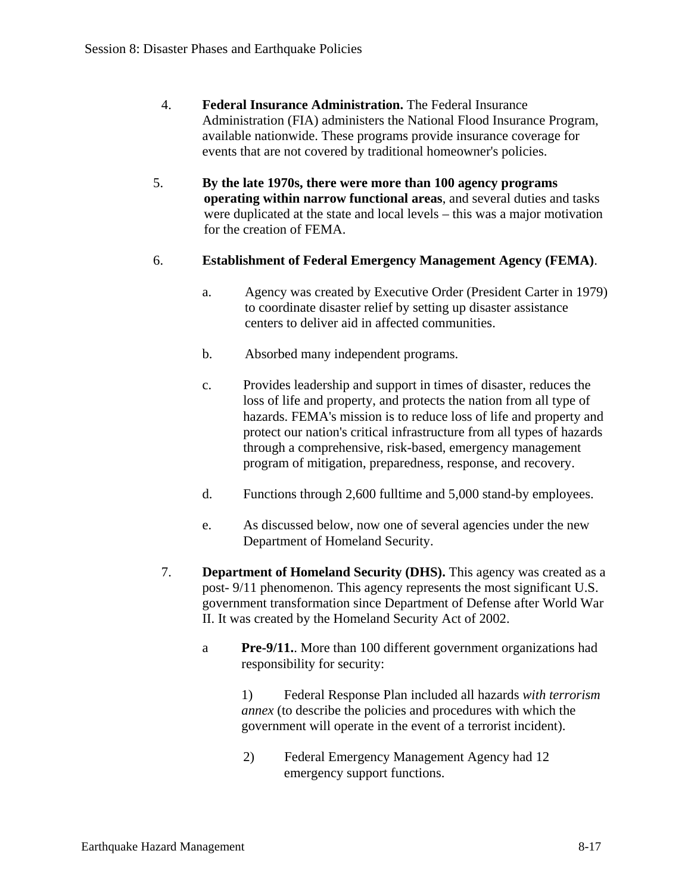4. **Federal Insurance Administration.** The Federal Insurance Administration (FIA) administers the National Flood Insurance Program, available nationwide. These programs provide insurance coverage for events that are not covered by traditional homeowner's policies.

5. **By the late 1970s, there were more than 100 agency programs operating within narrow functional areas**, and several duties and tasks were duplicated at the state and local levels – this was a major motivation for the creation of FEMA.

6. **Establishment of Federal Emergency Management Agency (FEMA)**.

   a. Agency was created by Executive Order (President Carter in 1979) to coordinate disaster relief by setting up disaster assistance centers to deliver aid in affected communities.

   b. Absorbed many independent programs.

   c. Provides leadership and support in times of disaster, reduces the loss of life and property, and protects the nation from all type of hazards. FEMA's mission is to reduce loss of life and property and protect our nation's critical infrastructure from all types of hazards through a comprehensive, risk-based, emergency management program of mitigation, preparedness, response, and recovery.

   d. Functions through 2,600 fulltime and 5,000 stand-by employees.

   e. As discussed below, now one of several agencies under the new Department of Homeland Security.

7. **Department of Homeland Security (DHS).** This agency was created as a post- 9/11 phenomenon. This agency represents the most significant U.S. government transformation since Department of Defense after World War II. It was created by the Homeland Security Act of 2002.

   a **Pre-9/11.**. More than 100 different government organizations had responsibility for security:

      1) Federal Response Plan included all hazards *with terrorism annex* (to describe the policies and procedures with which the government will operate in the event of a terrorist incident).

      2) Federal Emergency Management Agency had 12 emergency support functions.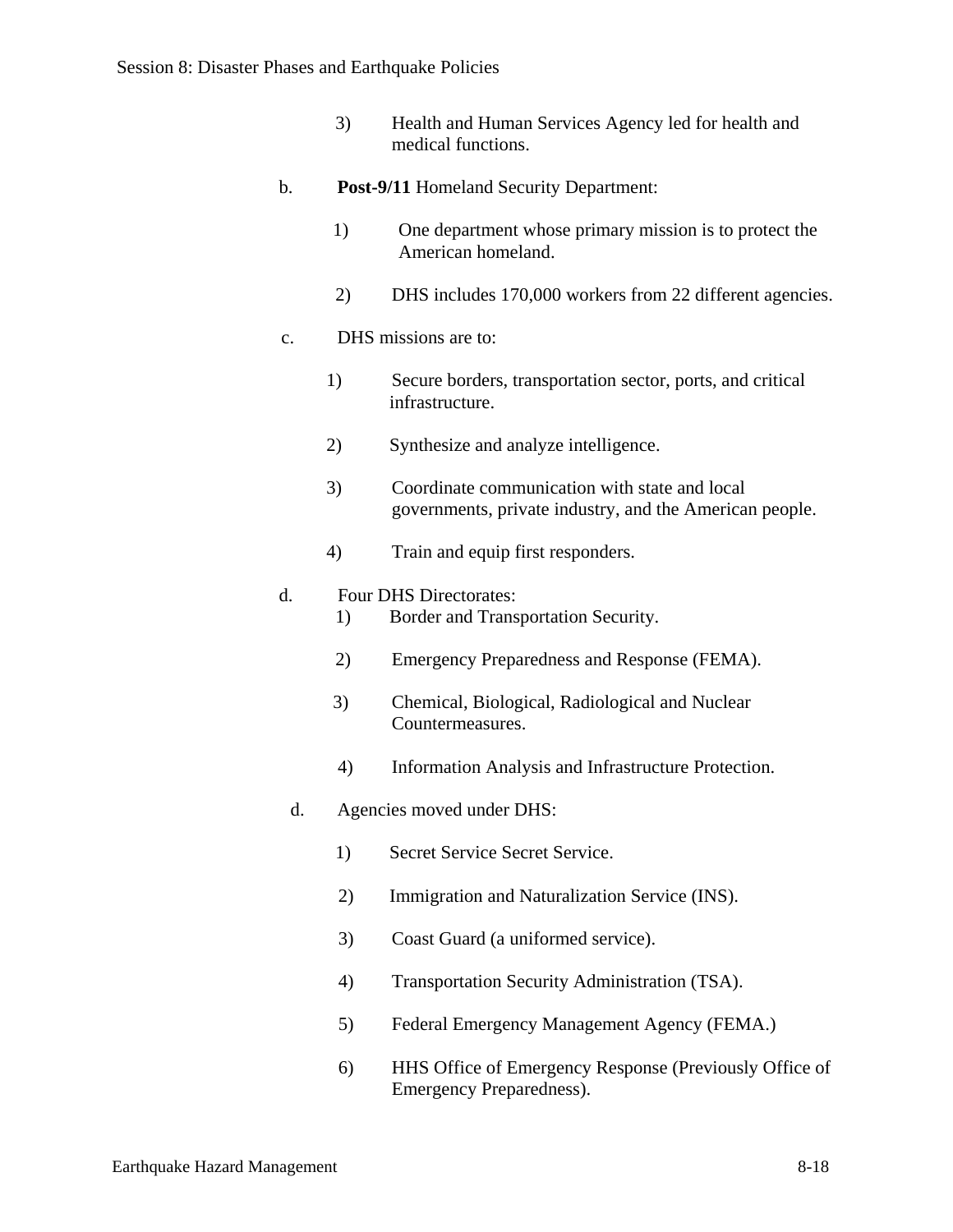3) Health and Human Services Agency led for health and medical functions.

b. **Post-9/11** Homeland Security Department:

1) One department whose primary mission is to protect the American homeland.

2) DHS includes 170,000 workers from 22 different agencies.

c. DHS missions are to:

1) Secure borders, transportation sector, ports, and critical infrastructure.

2) Synthesize and analyze intelligence.

3) Coordinate communication with state and local governments, private industry, and the American people.

4) Train and equip first responders.

d. Four DHS Directorates:

1) Border and Transportation Security.

2) Emergency Preparedness and Response (FEMA).

3) Chemical, Biological, Radiological and Nuclear Countermeasures.

4) Information Analysis and Infrastructure Protection.

d. Agencies moved under DHS:

1) Secret Service Secret Service.

2) Immigration and Naturalization Service (INS).

3) Coast Guard (a uniformed service).

4) Transportation Security Administration (TSA).

5) Federal Emergency Management Agency (FEMA.)

6) HHS Office of Emergency Response (Previously Office of Emergency Preparedness).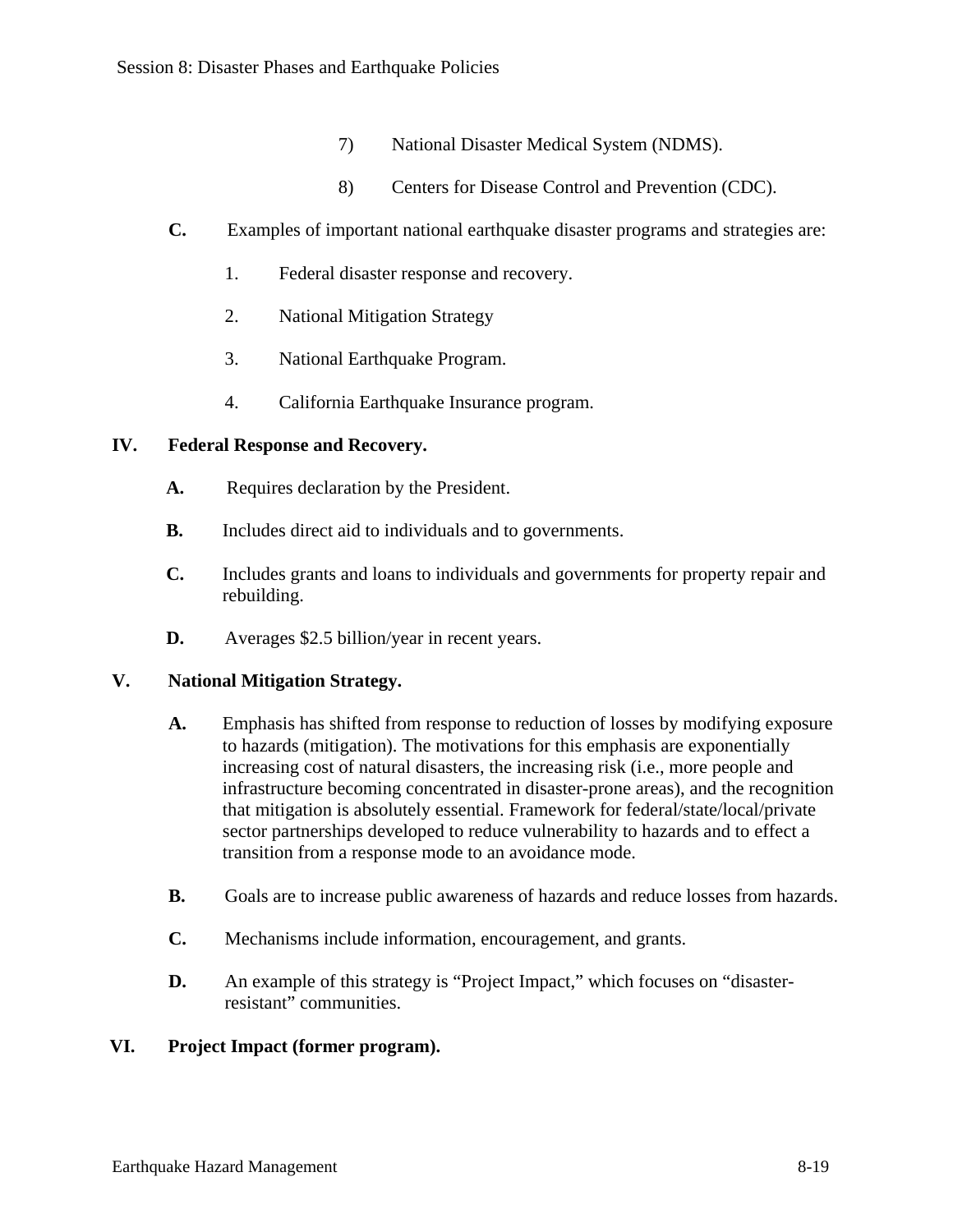7) National Disaster Medical System (NDMS).

8) Centers for Disease Control and Prevention (CDC).

**C.** Examples of important national earthquake disaster programs and strategies are:

1. Federal disaster response and recovery.
2. National Mitigation Strategy
3. National Earthquake Program.
4. California Earthquake Insurance program.

## IV. Federal Response and Recovery.

**A.** Requires declaration by the President.

**B.** Includes direct aid to individuals and to governments.

**C.** Includes grants and loans to individuals and governments for property repair and rebuilding.

**D.** Averages $2.5 billion/year in recent years.

## V. National Mitigation Strategy.

**A.** Emphasis has shifted from response to reduction of losses by modifying exposure to hazards (mitigation). The motivations for this emphasis are exponentially increasing cost of natural disasters, the increasing risk (i.e., more people and infrastructure becoming concentrated in disaster-prone areas), and the recognition that mitigation is absolutely essential. Framework for federal/state/local/private sector partnerships developed to reduce vulnerability to hazards and to effect a transition from a response mode to an avoidance mode.

**B.** Goals are to increase public awareness of hazards and reduce losses from hazards.

**C.** Mechanisms include information, encouragement, and grants.

**D.** An example of this strategy is "Project Impact," which focuses on "disaster-resistant" communities.

## VI. Project Impact (former program).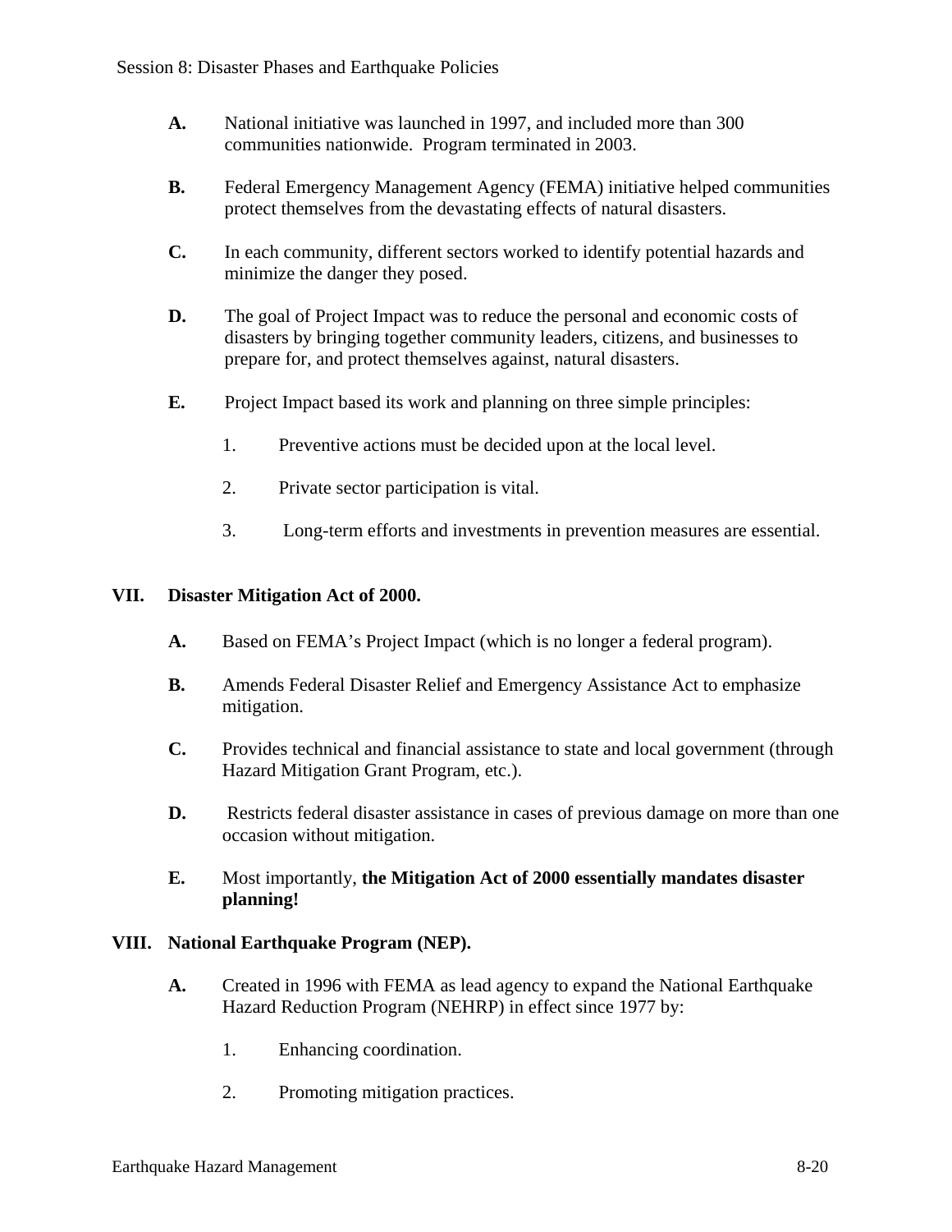A. National initiative was launched in 1997, and included more than 300 communities nationwide. Program terminated in 2003.

B. Federal Emergency Management Agency (FEMA) initiative helped communities protect themselves from the devastating effects of natural disasters.

C. In each community, different sectors worked to identify potential hazards and minimize the danger they posed.

D. The goal of Project Impact was to reduce the personal and economic costs of disasters by bringing together community leaders, citizens, and businesses to prepare for, and protect themselves against, natural disasters.

E. Project Impact based its work and planning on three simple principles:

   1. Preventive actions must be decided upon at the local level.

   2. Private sector participation is vital.

   3. Long-term efforts and investments in prevention measures are essential.

## VII. Disaster Mitigation Act of 2000.

A. Based on FEMA's Project Impact (which is no longer a federal program).

B. Amends Federal Disaster Relief and Emergency Assistance Act to emphasize mitigation.

C. Provides technical and financial assistance to state and local government (through Hazard Mitigation Grant Program, etc.).

D. Restricts federal disaster assistance in cases of previous damage on more than one occasion without mitigation.

E. Most importantly, **the Mitigation Act of 2000 essentially mandates disaster planning!**

## VIII. National Earthquake Program (NEP).

A. Created in 1996 with FEMA as lead agency to expand the National Earthquake Hazard Reduction Program (NEHRP) in effect since 1977 by:

   1. Enhancing coordination.

   2. Promoting mitigation practices.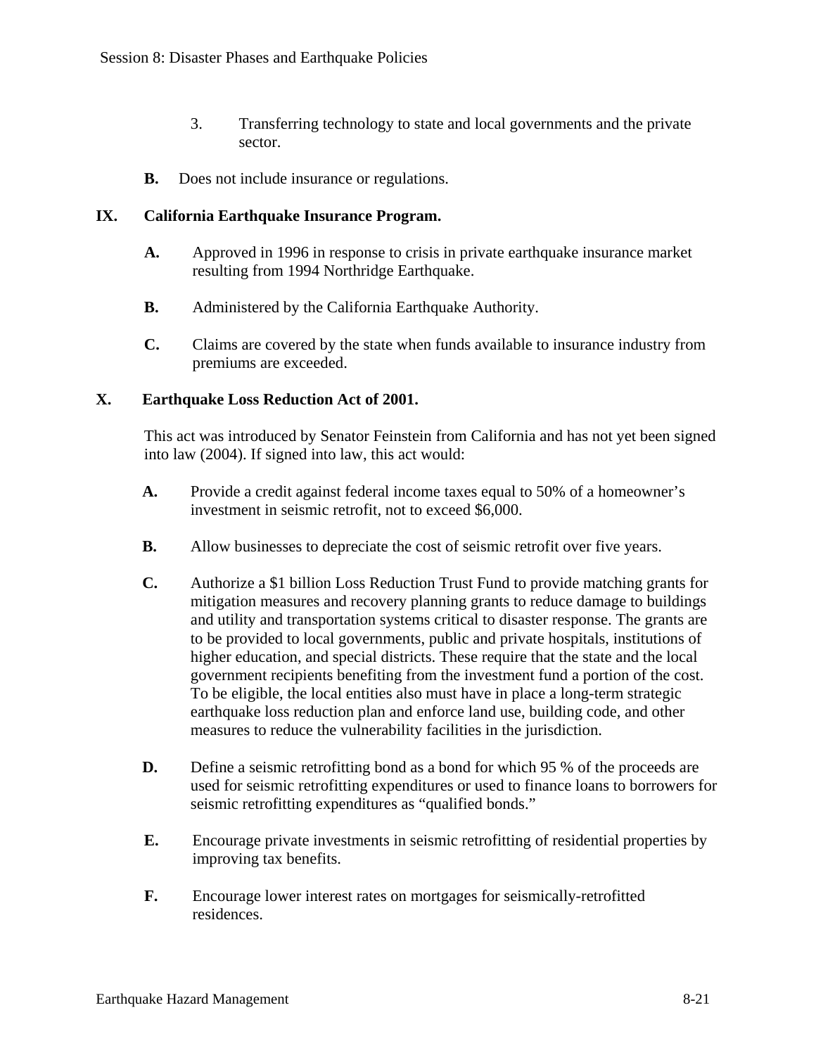3. Transferring technology to state and local governments and the private sector.

**B.** Does not include insurance or regulations.

## IX. California Earthquake Insurance Program.

**A.** Approved in 1996 in response to crisis in private earthquake insurance market resulting from 1994 Northridge Earthquake.

**B.** Administered by the California Earthquake Authority.

**C.** Claims are covered by the state when funds available to insurance industry from premiums are exceeded.

## X. Earthquake Loss Reduction Act of 2001.

This act was introduced by Senator Feinstein from California and has not yet been signed into law (2004). If signed into law, this act would:

**A.** Provide a credit against federal income taxes equal to 50% of a homeowner's investment in seismic retrofit, not to exceed $6,000.

**B.** Allow businesses to depreciate the cost of seismic retrofit over five years.

**C.** Authorize a $1 billion Loss Reduction Trust Fund to provide matching grants for mitigation measures and recovery planning grants to reduce damage to buildings and utility and transportation systems critical to disaster response. The grants are to be provided to local governments, public and private hospitals, institutions of higher education, and special districts. These require that the state and the local government recipients benefiting from the investment fund a portion of the cost. To be eligible, the local entities also must have in place a long-term strategic earthquake loss reduction plan and enforce land use, building code, and other measures to reduce the vulnerability facilities in the jurisdiction.

**D.** Define a seismic retrofitting bond as a bond for which 95 % of the proceeds are used for seismic retrofitting expenditures or used to finance loans to borrowers for seismic retrofitting expenditures as "qualified bonds."

**E.** Encourage private investments in seismic retrofitting of residential properties by improving tax benefits.

**F.** Encourage lower interest rates on mortgages for seismically-retrofitted residences.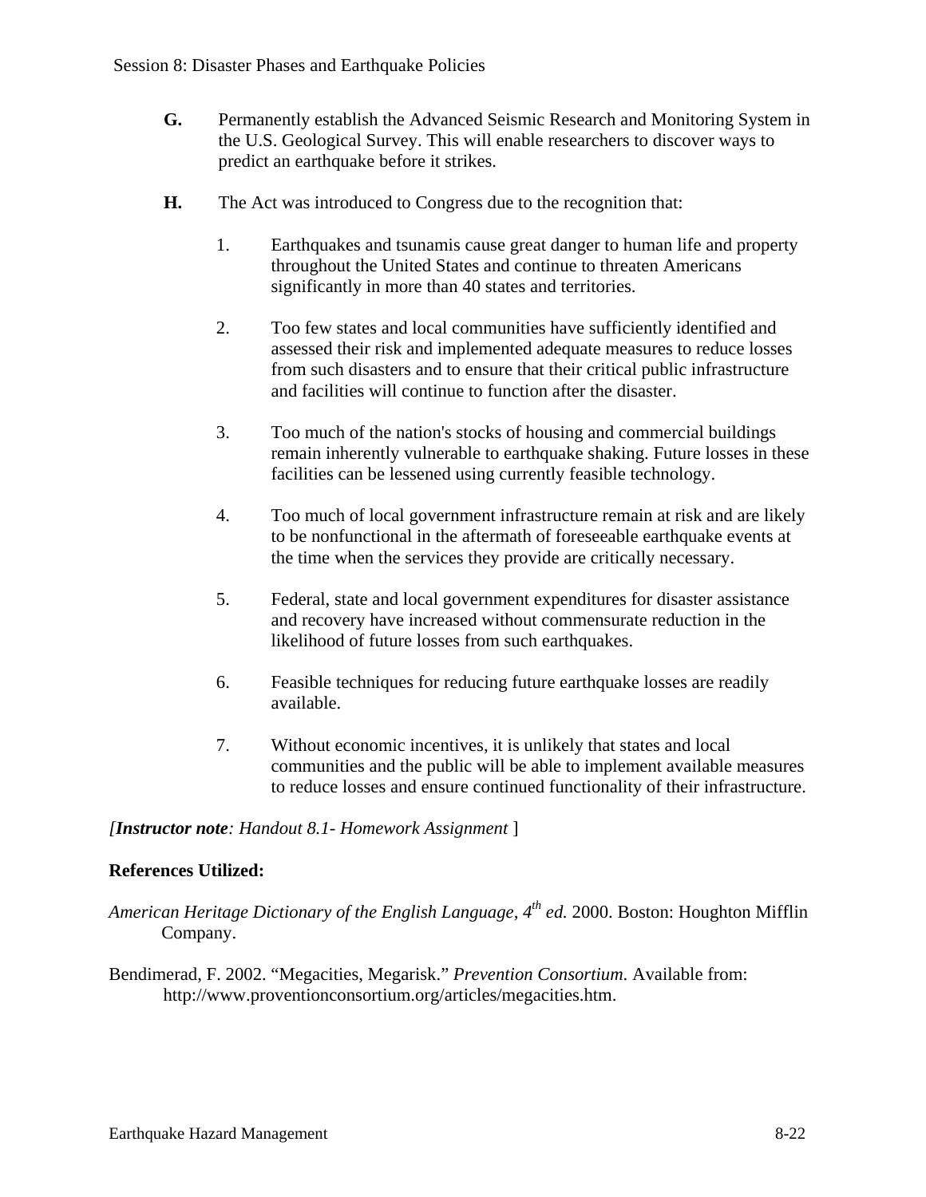**G.** Permanently establish the Advanced Seismic Research and Monitoring System in the U.S. Geological Survey. This will enable researchers to discover ways to predict an earthquake before it strikes.

**H.** The Act was introduced to Congress due to the recognition that:

1. Earthquakes and tsunamis cause great danger to human life and property throughout the United States and continue to threaten Americans significantly in more than 40 states and territories.

2. Too few states and local communities have sufficiently identified and assessed their risk and implemented adequate measures to reduce losses from such disasters and to ensure that their critical public infrastructure and facilities will continue to function after the disaster.

3. Too much of the nation's stocks of housing and commercial buildings remain inherently vulnerable to earthquake shaking. Future losses in these facilities can be lessened using currently feasible technology.

4. Too much of local government infrastructure remain at risk and are likely to be nonfunctional in the aftermath of foreseeable earthquake events at the time when the services they provide are critically necessary.

5. Federal, state and local government expenditures for disaster assistance and recovery have increased without commensurate reduction in the likelihood of future losses from such earthquakes.

6. Feasible techniques for reducing future earthquake losses are readily available.

7. Without economic incentives, it is unlikely that states and local communities and the public will be able to implement available measures to reduce losses and ensure continued functionality of their infrastructure.

*[**Instructor note**: Handout 8.1- Homework Assignment* ]

**References Utilized:**

*American Heritage Dictionary of the English Language*, *4th ed.* 2000. Boston: Houghton Mifflin Company.

Bendimerad, F. 2002. "Megacities, Megarisk." *Prevention Consortium*. Available from: http://www.proventionconsortium.org/articles/megacities.htm.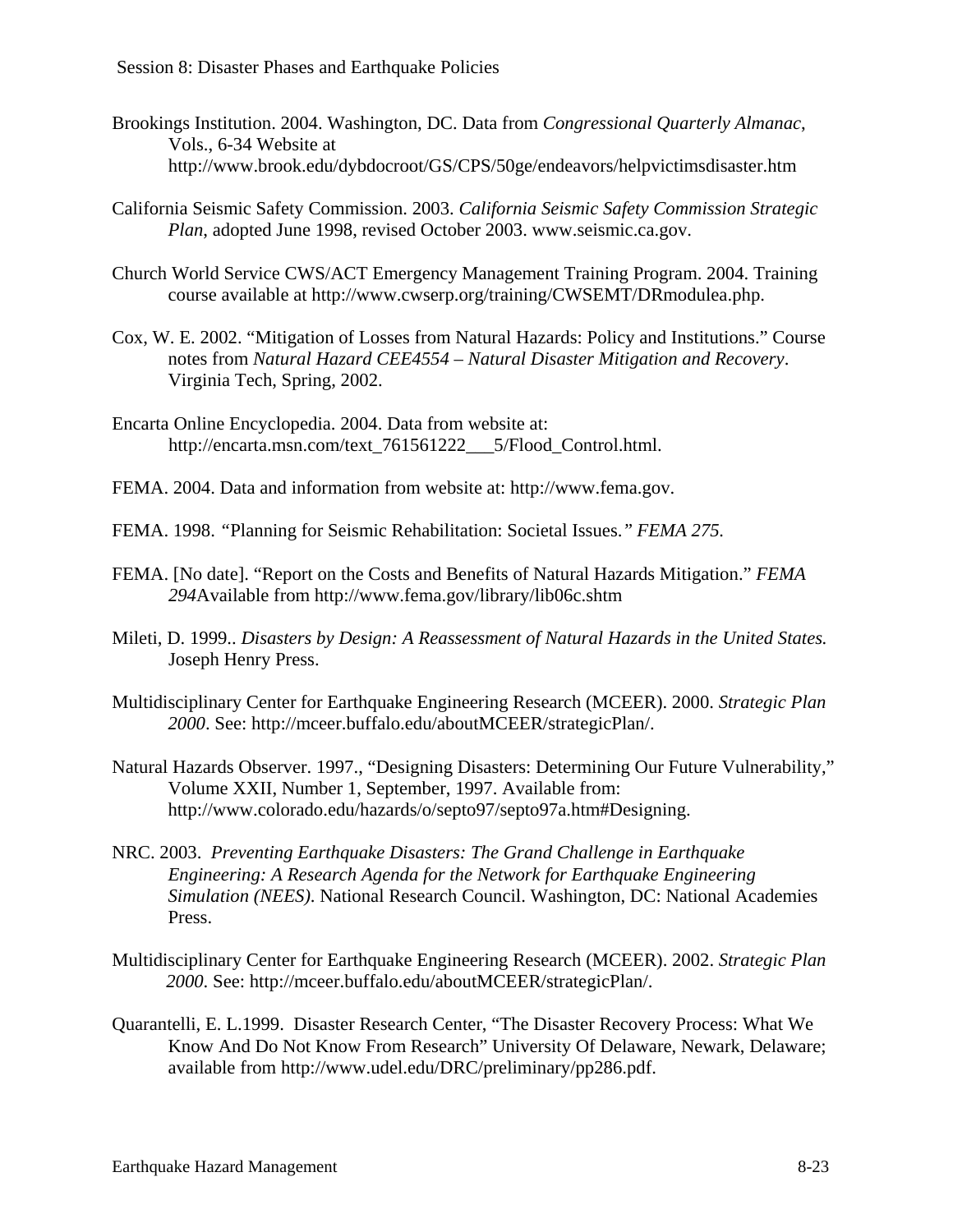Brookings Institution. 2004. Washington, DC. Data from *Congressional Quarterly Almanac*, Vols., 6-34 Website at http://www.brook.edu/dybdocroot/GS/CPS/50ge/endeavors/helpvictimsdisaster.htm

California Seismic Safety Commission. 2003. *California Seismic Safety Commission Strategic Plan*, adopted June 1998, revised October 2003. www.seismic.ca.gov.

Church World Service CWS/ACT Emergency Management Training Program. 2004. Training course available at http://www.cwserp.org/training/CWSEMT/DRmodulea.php.

Cox, W. E. 2002. "Mitigation of Losses from Natural Hazards: Policy and Institutions." Course notes from *Natural Hazard CEE4554 – Natural Disaster Mitigation and Recovery*. Virginia Tech, Spring, 2002.

Encarta Online Encyclopedia. 2004. Data from website at: http://encarta.msn.com/text_761561222___5/Flood_Control.html.

FEMA. 2004. Data and information from website at: http://www.fema.gov.

FEMA. 1998. *"*Planning for Seismic Rehabilitation: Societal Issues.*" FEMA 275.*

FEMA. [No date]. "Report on the Costs and Benefits of Natural Hazards Mitigation." *FEMA 294*Available from http://www.fema.gov/library/lib06c.shtm

Mileti, D. 1999.. *Disasters by Design: A Reassessment of Natural Hazards in the United States.* Joseph Henry Press.

Multidisciplinary Center for Earthquake Engineering Research (MCEER). 2000. *Strategic Plan 2000*. See: http://mceer.buffalo.edu/aboutMCEER/strategicPlan/.

Natural Hazards Observer. 1997., "Designing Disasters: Determining Our Future Vulnerability," Volume XXII, Number 1, September, 1997. Available from: http://www.colorado.edu/hazards/o/septo97/septo97a.htm#Designing.

NRC. 2003. *Preventing Earthquake Disasters: The Grand Challenge in Earthquake Engineering: A Research Agenda for the Network for Earthquake Engineering Simulation (NEES)*. National Research Council. Washington, DC: National Academies Press.

Multidisciplinary Center for Earthquake Engineering Research (MCEER). 2002. *Strategic Plan 2000*. See: http://mceer.buffalo.edu/aboutMCEER/strategicPlan/.

Quarantelli, E. L.1999. Disaster Research Center, "The Disaster Recovery Process: What We Know And Do Not Know From Research" University Of Delaware, Newark, Delaware; available from http://www.udel.edu/DRC/preliminary/pp286.pdf.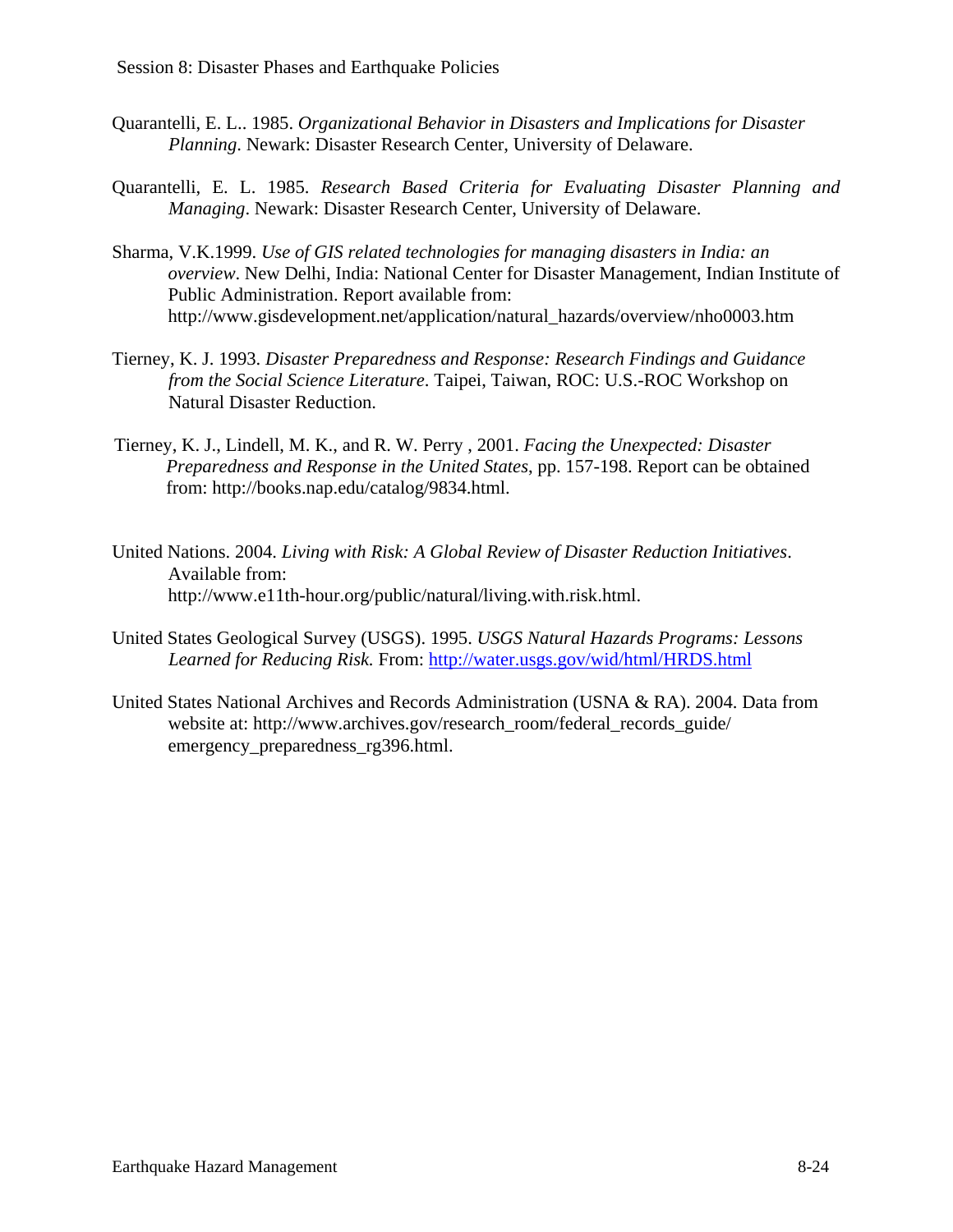Quarantelli, E. L.. 1985. *Organizational Behavior in Disasters and Implications for Disaster Planning*. Newark: Disaster Research Center, University of Delaware.

Quarantelli, E. L. 1985. *Research Based Criteria for Evaluating Disaster Planning and Managing*. Newark: Disaster Research Center, University of Delaware.

Sharma, V.K.1999. *Use of GIS related technologies for managing disasters in India: an overview*. New Delhi, India: National Center for Disaster Management, Indian Institute of Public Administration. Report available from: http://www.gisdevelopment.net/application/natural_hazards/overview/nho0003.htm

Tierney, K. J. 1993. *Disaster Preparedness and Response: Research Findings and Guidance from the Social Science Literature*. Taipei, Taiwan, ROC: U.S.-ROC Workshop on Natural Disaster Reduction.

Tierney, K. J., Lindell, M. K., and R. W. Perry , 2001. *Facing the Unexpected: Disaster Preparedness and Response in the United States*, pp. 157-198. Report can be obtained from: http://books.nap.edu/catalog/9834.html.

United Nations. 2004. *Living with Risk: A Global Review of Disaster Reduction Initiatives*. Available from: http://www.e11th-hour.org/public/natural/living.with.risk.html.

United States Geological Survey (USGS). 1995. *USGS Natural Hazards Programs: Lessons Learned for Reducing Risk.* From: http://water.usgs.gov/wid/html/HRDS.html

United States National Archives and Records Administration (USNA & RA). 2004. Data from website at: http://www.archives.gov/research_room/federal_records_guide/emergency_preparedness_rg396.html.